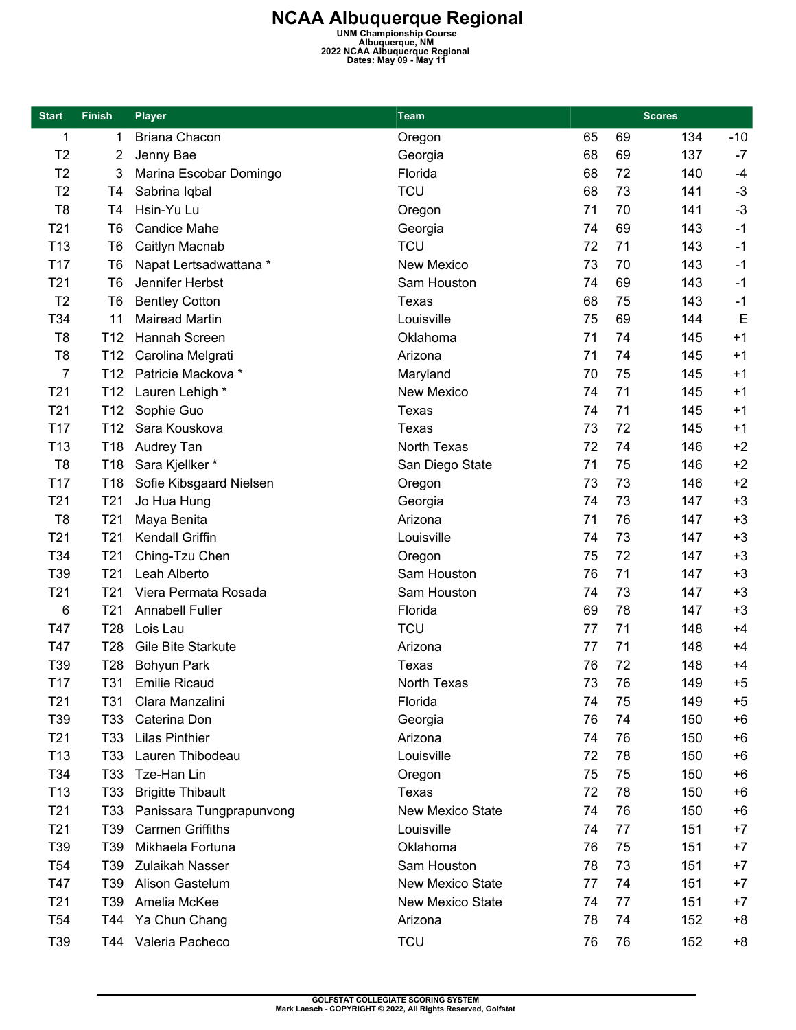# NCAA Albuquerque Regional

**UNM Championship Course**
**Albuquerque, NM**
**2022 NCAA Albuquerque Regional**
**Dates: May 09 - May 11**

| Start | Finish | Player | Team | Scores | | | |
|---|---|---|---|---|---|---|---|
| 1 | 1 | Briana Chacon | Oregon | 65 | 69 | 134 | -10 |
| T2 | 2 | Jenny Bae | Georgia | 68 | 69 | 137 | -7 |
| T2 | 3 | Marina Escobar Domingo | Florida | 68 | 72 | 140 | -4 |
| T2 | T4 | Sabrina Iqbal | TCU | 68 | 73 | 141 | -3 |
| T8 | T4 | Hsin-Yu Lu | Oregon | 71 | 70 | 141 | -3 |
| T21 | T6 | Candice Mahe | Georgia | 74 | 69 | 143 | -1 |
| T13 | T6 | Caitlyn Macnab | TCU | 72 | 71 | 143 | -1 |
| T17 | T6 | Napat Lertsadwattana * | New Mexico | 73 | 70 | 143 | -1 |
| T21 | T6 | Jennifer Herbst | Sam Houston | 74 | 69 | 143 | -1 |
| T2 | T6 | Bentley Cotton | Texas | 68 | 75 | 143 | -1 |
| T34 | 11 | Mairead Martin | Louisville | 75 | 69 | 144 | E |
| T8 | T12 | Hannah Screen | Oklahoma | 71 | 74 | 145 | +1 |
| T8 | T12 | Carolina Melgrati | Arizona | 71 | 74 | 145 | +1 |
| 7 | T12 | Patricie Mackova * | Maryland | 70 | 75 | 145 | +1 |
| T21 | T12 | Lauren Lehigh * | New Mexico | 74 | 71 | 145 | +1 |
| T21 | T12 | Sophie Guo | Texas | 74 | 71 | 145 | +1 |
| T17 | T12 | Sara Kouskova | Texas | 73 | 72 | 145 | +1 |
| T13 | T18 | Audrey Tan | North Texas | 72 | 74 | 146 | +2 |
| T8 | T18 | Sara Kjellker * | San Diego State | 71 | 75 | 146 | +2 |
| T17 | T18 | Sofie Kibsgaard Nielsen | Oregon | 73 | 73 | 146 | +2 |
| T21 | T21 | Jo Hua Hung | Georgia | 74 | 73 | 147 | +3 |
| T8 | T21 | Maya Benita | Arizona | 71 | 76 | 147 | +3 |
| T21 | T21 | Kendall Griffin | Louisville | 74 | 73 | 147 | +3 |
| T34 | T21 | Ching-Tzu Chen | Oregon | 75 | 72 | 147 | +3 |
| T39 | T21 | Leah Alberto | Sam Houston | 76 | 71 | 147 | +3 |
| T21 | T21 | Viera Permata Rosada | Sam Houston | 74 | 73 | 147 | +3 |
| 6 | T21 | Annabell Fuller | Florida | 69 | 78 | 147 | +3 |
| T47 | T28 | Lois Lau | TCU | 77 | 71 | 148 | +4 |
| T47 | T28 | Gile Bite Starkute | Arizona | 77 | 71 | 148 | +4 |
| T39 | T28 | Bohyun Park | Texas | 76 | 72 | 148 | +4 |
| T17 | T31 | Emilie Ricaud | North Texas | 73 | 76 | 149 | +5 |
| T21 | T31 | Clara Manzalini | Florida | 74 | 75 | 149 | +5 |
| T39 | T33 | Caterina Don | Georgia | 76 | 74 | 150 | +6 |
| T21 | T33 | Lilas Pinthier | Arizona | 74 | 76 | 150 | +6 |
| T13 | T33 | Lauren Thibodeau | Louisville | 72 | 78 | 150 | +6 |
| T34 | T33 | Tze-Han Lin | Oregon | 75 | 75 | 150 | +6 |
| T13 | T33 | Brigitte Thibault | Texas | 72 | 78 | 150 | +6 |
| T21 | T33 | Panissara Tungprapunvong | New Mexico State | 74 | 76 | 150 | +6 |
| T21 | T39 | Carmen Griffiths | Louisville | 74 | 77 | 151 | +7 |
| T39 | T39 | Mikhaela Fortuna | Oklahoma | 76 | 75 | 151 | +7 |
| T54 | T39 | Zulaikah Nasser | Sam Houston | 78 | 73 | 151 | +7 |
| T47 | T39 | Alison Gastelum | New Mexico State | 77 | 74 | 151 | +7 |
| T21 | T39 | Amelia McKee | New Mexico State | 74 | 77 | 151 | +7 |
| T54 | T44 | Ya Chun Chang | Arizona | 78 | 74 | 152 | +8 |
| T39 | T44 | Valeria Pacheco | TCU | 76 | 76 | 152 | +8 |

GOLFSTAT COLLEGIATE SCORING SYSTEM
Mark Laesch - COPYRIGHT © 2022, All Rights Reserved, Golfstat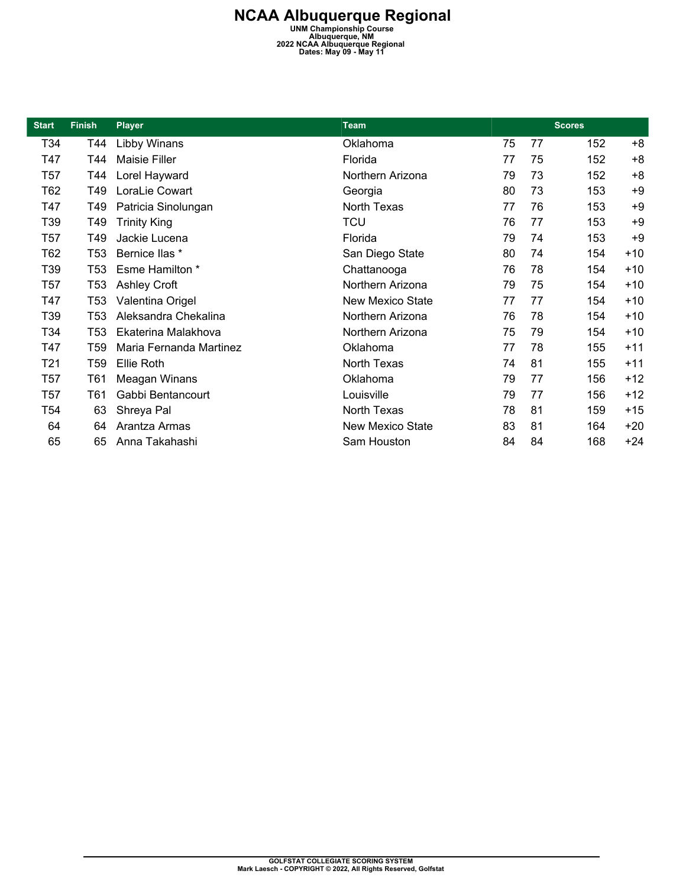# NCAA Albuquerque Regional

**UNM Championship Course**
**Albuquerque, NM**
**2022 NCAA Albuquerque Regional**
**Dates: May 09 - May 11**

| Start | Finish | Player | Team | Scores | | | |
|---|---|---|---|---|---|---|---|
| T34 | T44 | Libby Winans | Oklahoma | 75 | 77 | 152 | +8 |
| T47 | T44 | Maisie Filler | Florida | 77 | 75 | 152 | +8 |
| T57 | T44 | Lorel Hayward | Northern Arizona | 79 | 73 | 152 | +8 |
| T62 | T49 | LoraLie Cowart | Georgia | 80 | 73 | 153 | +9 |
| T47 | T49 | Patricia Sinolungan | North Texas | 77 | 76 | 153 | +9 |
| T39 | T49 | Trinity King | TCU | 76 | 77 | 153 | +9 |
| T57 | T49 | Jackie Lucena | Florida | 79 | 74 | 153 | +9 |
| T62 | T53 | Bernice Ilas * | San Diego State | 80 | 74 | 154 | +10 |
| T39 | T53 | Esme Hamilton * | Chattanooga | 76 | 78 | 154 | +10 |
| T57 | T53 | Ashley Croft | Northern Arizona | 79 | 75 | 154 | +10 |
| T47 | T53 | Valentina Origel | New Mexico State | 77 | 77 | 154 | +10 |
| T39 | T53 | Aleksandra Chekalina | Northern Arizona | 76 | 78 | 154 | +10 |
| T34 | T53 | Ekaterina Malakhova | Northern Arizona | 75 | 79 | 154 | +10 |
| T47 | T59 | Maria Fernanda Martinez | Oklahoma | 77 | 78 | 155 | +11 |
| T21 | T59 | Ellie Roth | North Texas | 74 | 81 | 155 | +11 |
| T57 | T61 | Meagan Winans | Oklahoma | 79 | 77 | 156 | +12 |
| T57 | T61 | Gabbi Bentancourt | Louisville | 79 | 77 | 156 | +12 |
| T54 | 63 | Shreya Pal | North Texas | 78 | 81 | 159 | +15 |
| 64 | 64 | Arantza Armas | New Mexico State | 83 | 81 | 164 | +20 |
| 65 | 65 | Anna Takahashi | Sam Houston | 84 | 84 | 168 | +24 |

GOLFSTAT COLLEGIATE SCORING SYSTEM
Mark Laesch - COPYRIGHT © 2022, All Rights Reserved, Golfstat